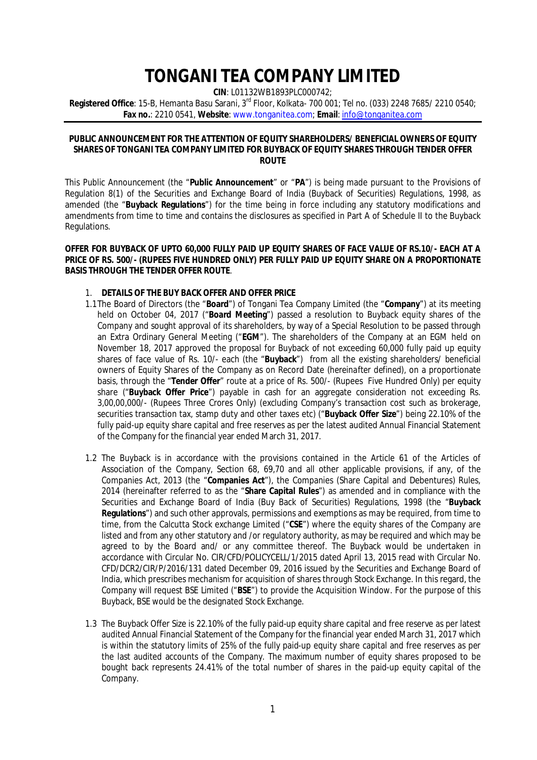# TONGANI TEA COMPANY LIMITED

**CIN**: L01132WB1893PLC000742;

**Registered Office**: 15-B, Hemanta Basu Sarani, 3rd Floor, Kolkata- 700 001; Tel no. (033) 2248 7685/ 2210 0540; **Fax no.**: 2210 0541, **Website**: www.tonganitea.com; **Email**: info@tonganitea.com

---

**PUBLIC ANNOUNCEMENT FOR THE ATTENTION OF EQUITY SHAREHOLDERS/ BENEFICIAL OWNERS OF EQUITY SHARES OF TONGANI TEA COMPANY LIMITED FOR BUYBACK OF EQUITY SHARES THROUGH TENDER OFFER ROUTE**

This Public Announcement (the "**Public Announcement**" or "**PA**") is being made pursuant to the Provisions of Regulation 8(1) of the Securities and Exchange Board of India (Buyback of Securities) Regulations, 1998, as amended (the "**Buyback Regulations**") for the time being in force including any statutory modifications and amendments from time to time and contains the disclosures as specified in Part A of Schedule II to the Buyback Regulations.

**OFFER FOR BUYBACK OF UPTO 60,000 FULLY PAID UP EQUITY SHARES OF FACE VALUE OF RS.10/- EACH AT A PRICE OF RS. 500/- (RUPEES FIVE HUNDRED ONLY) PER FULLY PAID UP EQUITY SHARE ON A PROPORTIONATE BASIS THROUGH THE TENDER OFFER ROUTE**.

1. **DETAILS OF THE BUY BACK OFFER AND OFFER PRICE**

1.1 The Board of Directors (the "**Board**") of Tongani Tea Company Limited (the "**Company**") at its meeting held on October 04, 2017 ("**Board Meeting**") passed a resolution to Buyback equity shares of the Company and sought approval of its shareholders, by way of a Special Resolution to be passed through an Extra Ordinary General Meeting ("**EGM**"). The shareholders of the Company at an EGM held on November 18, 2017 approved the proposal for Buyback of not exceeding 60,000 fully paid up equity shares of face value of Rs. 10/- each (the "**Buyback**") from all the existing shareholders/ beneficial owners of Equity Shares of the Company as on Record Date (hereinafter defined), on a proportionate basis, through the "**Tender Offer**" route at a price of Rs. 500/- (Rupees Five Hundred Only) per equity share ("**Buyback Offer Price**") payable in cash for an aggregate consideration not exceeding Rs. 3,00,00,000/- (Rupees Three Crores Only) (excluding Company's transaction cost such as brokerage, securities transaction tax, stamp duty and other taxes etc) ("**Buyback Offer Size**") being 22.10% of the fully paid-up equity share capital and free reserves as per the latest audited Annual Financial Statement of the Company for the financial year ended March 31, 2017.

1.2 The Buyback is in accordance with the provisions contained in the Article 61 of the Articles of Association of the Company, Section 68, 69,70 and all other applicable provisions, if any, of the Companies Act, 2013 (the "**Companies Act**"), the Companies (Share Capital and Debentures) Rules, 2014 (hereinafter referred to as the "**Share Capital Rules**") as amended and in compliance with the Securities and Exchange Board of India (Buy Back of Securities) Regulations, 1998 (the "**Buyback Regulations**") and such other approvals, permissions and exemptions as may be required, from time to time, from the Calcutta Stock exchange Limited ("**CSE**") where the equity shares of the Company are listed and from any other statutory and /or regulatory authority, as may be required and which may be agreed to by the Board and/ or any committee thereof. The Buyback would be undertaken in accordance with Circular No. CIR/CFD/POLICYCELL/1/2015 dated April 13, 2015 read with Circular No. CFD/DCR2/CIR/P/2016/131 dated December 09, 2016 issued by the Securities and Exchange Board of India, which prescribes mechanism for acquisition of shares through Stock Exchange. In this regard, the Company will request BSE Limited ("**BSE**") to provide the Acquisition Window. For the purpose of this Buyback, BSE would be the designated Stock Exchange.

1.3 The Buyback Offer Size is 22.10% of the fully paid-up equity share capital and free reserve as per latest audited Annual Financial Statement of the Company for the financial year ended March 31, 2017 which is within the statutory limits of 25% of the fully paid-up equity share capital and free reserves as per the last audited accounts of the Company. The maximum number of equity shares proposed to be bought back represents 24.41% of the total number of shares in the paid-up equity capital of the Company.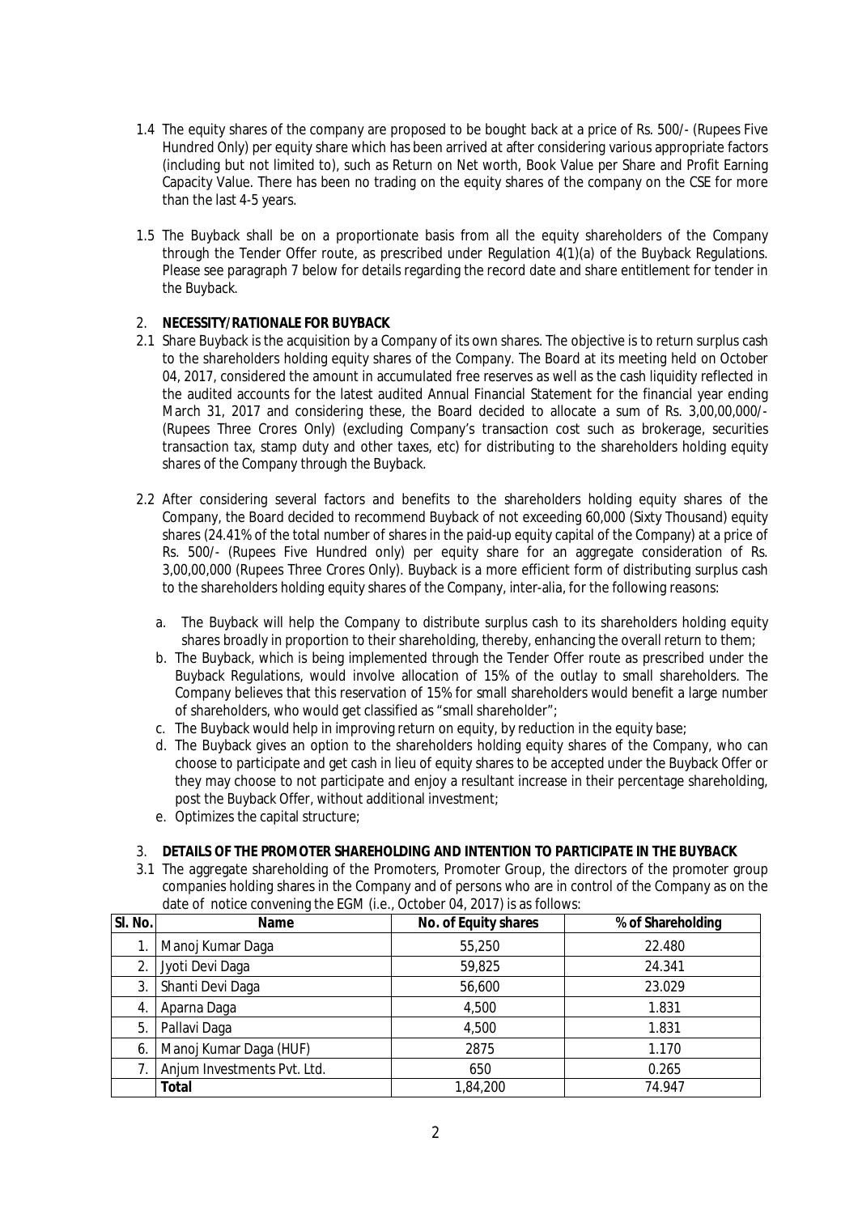1.4 The equity shares of the company are proposed to be bought back at a price of Rs. 500/- (Rupees Five Hundred Only) per equity share which has been arrived at after considering various appropriate factors (including but not limited to), such as Return on Net worth, Book Value per Share and Profit Earning Capacity Value. There has been no trading on the equity shares of the company on the CSE for more than the last 4-5 years.

1.5 The Buyback shall be on a proportionate basis from all the equity shareholders of the Company through the Tender Offer route, as prescribed under Regulation 4(1)(a) of the Buyback Regulations. Please see paragraph 7 below for details regarding the record date and share entitlement for tender in the Buyback.

## 2. NECESSITY/RATIONALE FOR BUYBACK

2.1 Share Buyback is the acquisition by a Company of its own shares. The objective is to return surplus cash to the shareholders holding equity shares of the Company. The Board at its meeting held on October 04, 2017, considered the amount in accumulated free reserves as well as the cash liquidity reflected in the audited accounts for the latest audited Annual Financial Statement for the financial year ending March 31, 2017 and considering these, the Board decided to allocate a sum of Rs. 3,00,00,000/- (Rupees Three Crores Only) (excluding Company's transaction cost such as brokerage, securities transaction tax, stamp duty and other taxes, etc) for distributing to the shareholders holding equity shares of the Company through the Buyback.

2.2 After considering several factors and benefits to the shareholders holding equity shares of the Company, the Board decided to recommend Buyback of not exceeding 60,000 (Sixty Thousand) equity shares (24.41% of the total number of shares in the paid-up equity capital of the Company) at a price of Rs. 500/- (Rupees Five Hundred only) per equity share for an aggregate consideration of Rs. 3,00,00,000 (Rupees Three Crores Only). Buyback is a more efficient form of distributing surplus cash to the shareholders holding equity shares of the Company, inter-alia, for the following reasons:

a. The Buyback will help the Company to distribute surplus cash to its shareholders holding equity shares broadly in proportion to their shareholding, thereby, enhancing the overall return to them;
b. The Buyback, which is being implemented through the Tender Offer route as prescribed under the Buyback Regulations, would involve allocation of 15% of the outlay to small shareholders. The Company believes that this reservation of 15% for small shareholders would benefit a large number of shareholders, who would get classified as "small shareholder";
c. The Buyback would help in improving return on equity, by reduction in the equity base;
d. The Buyback gives an option to the shareholders holding equity shares of the Company, who can choose to participate and get cash in lieu of equity shares to be accepted under the Buyback Offer or they may choose to not participate and enjoy a resultant increase in their percentage shareholding, post the Buyback Offer, without additional investment;
e. Optimizes the capital structure;

## 3. DETAILS OF THE PROMOTER SHAREHOLDING AND INTENTION TO PARTICIPATE IN THE BUYBACK

3.1 The aggregate shareholding of the Promoters, Promoter Group, the directors of the promoter group companies holding shares in the Company and of persons who are in control of the Company as on the date of notice convening the EGM (i.e., October 04, 2017) is as follows:

| Sl. No. | Name | No. of Equity shares | % of Shareholding |
|---|---|---|---|
| 1. | Manoj Kumar Daga | 55,250 | 22.480 |
| 2. | Jyoti Devi Daga | 59,825 | 24.341 |
| 3. | Shanti Devi Daga | 56,600 | 23.029 |
| 4. | Aparna Daga | 4,500 | 1.831 |
| 5. | Pallavi Daga | 4,500 | 1.831 |
| 6. | Manoj Kumar Daga (HUF) | 2875 | 1.170 |
| 7. | Anjum Investments Pvt. Ltd. | 650 | 0.265 |
| | **Total** | 1,84,200 | 74.947 |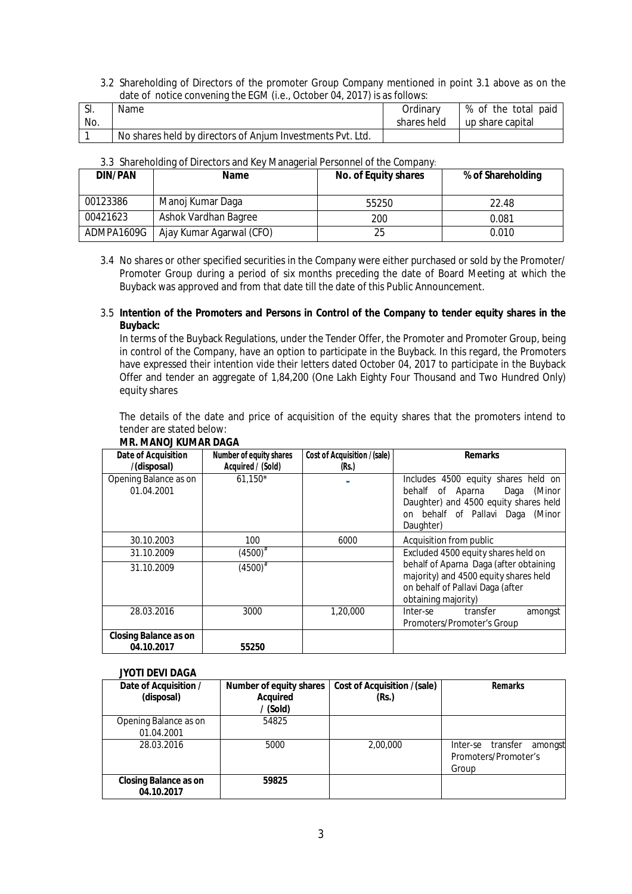3.2 Shareholding of Directors of the promoter Group Company mentioned in point 3.1 above as on the date of notice convening the EGM (i.e., October 04, 2017) is as follows:

| Sl. No. | Name | Ordinary shares held | % of the total paid up share capital |
|---|---|---|---|
| 1 | No shares held by directors of Anjum Investments Pvt. Ltd. | | |

3.3 Shareholding of Directors and Key Managerial Personnel of the Company:

| DIN/PAN | Name | No. of Equity shares | % of Shareholding |
|---|---|---|---|
| 00123386 | Manoj Kumar Daga | 55250 | 22.48 |
| 00421623 | Ashok Vardhan Bagree | 200 | 0.081 |
| ADMPA1609G | Ajay Kumar Agarwal (CFO) | 25 | 0.010 |

3.4 No shares or other specified securities in the Company were either purchased or sold by the Promoter/ Promoter Group during a period of six months preceding the date of Board Meeting at which the Buyback was approved and from that date till the date of this Public Announcement.

3.5 **Intention of the Promoters and Persons in Control of the Company to tender equity shares in the Buyback:**

In terms of the Buyback Regulations, under the Tender Offer, the Promoter and Promoter Group, being in control of the Company, have an option to participate in the Buyback. In this regard, the Promoters have expressed their intention vide their letters dated October 04, 2017 to participate in the Buyback Offer and tender an aggregate of 1,84,200 (One Lakh Eighty Four Thousand and Two Hundred Only) equity shares

The details of the date and price of acquisition of the equity shares that the promoters intend to tender are stated below:

**MR. MANOJ KUMAR DAGA**

| Date of Acquisition /(disposal) | Number of equity shares Acquired / (Sold) | Cost of Acquisition /(sale) (Rs.) | Remarks |
|---|---|---|---|
| Opening Balance as on 01.04.2001 | 61,150* | - | Includes 4500 equity shares held on behalf of Aparna Daga (Minor Daughter) and 4500 equity shares held on behalf of Pallavi Daga (Minor Daughter) |
| 30.10.2003 | 100 | 6000 | Acquisition from public |
| 31.10.2009 | (4500)# | | Excluded 4500 equity shares held on behalf of Aparna Daga (after obtaining majority) and 4500 equity shares held on behalf of Pallavi Daga (after obtaining majority) |
| 31.10.2009 | (4500)# | | |
| 28.03.2016 | 3000 | 1,20,000 | Inter-se transfer amongst Promoters/Promoter's Group |
| **Closing Balance as on 04.10.2017** | **55250** | | |

**JYOTI DEVI DAGA**

| Date of Acquisition / (disposal) | Number of equity shares Acquired / (Sold) | Cost of Acquisition /(sale) (Rs.) | Remarks |
|---|---|---|---|
| Opening Balance as on 01.04.2001 | 54825 | | |
| 28.03.2016 | 5000 | 2,00,000 | Inter-se transfer amongst Promoters/Promoter's Group |
| **Closing Balance as on 04.10.2017** | **59825** | | |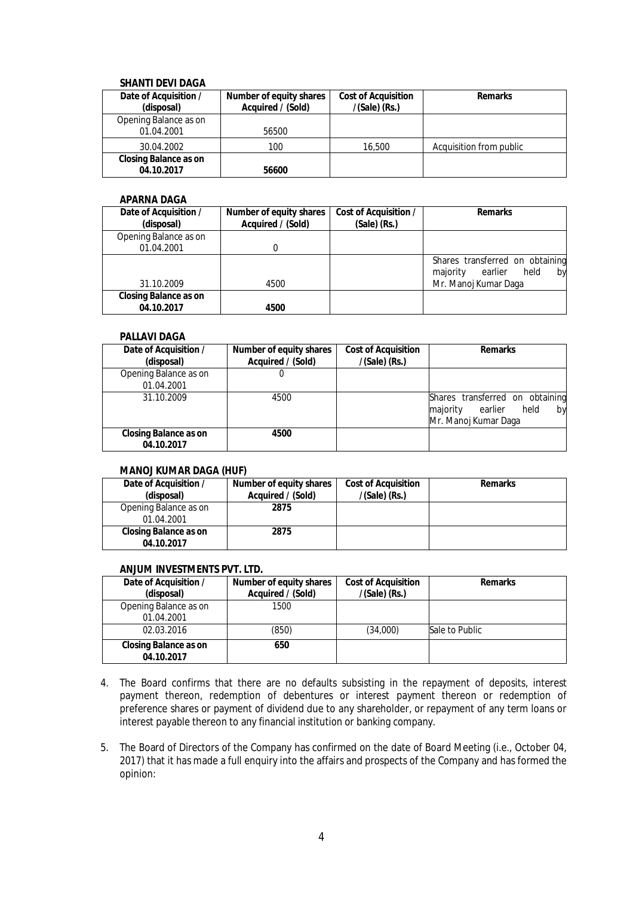**SHANTI DEVI DAGA**

| Date of Acquisition / (disposal) | Number of equity shares Acquired / (Sold) | Cost of Acquisition /(Sale) (Rs.) | Remarks |
|---|---|---|---|
| Opening Balance as on 01.04.2001 | 56500 | | |
| 30.04.2002 | 100 | 16,500 | Acquisition from public |
| **Closing Balance as on 04.10.2017** | **56600** | | |

**APARNA DAGA**

| Date of Acquisition / (disposal) | Number of equity shares Acquired / (Sold) | Cost of Acquisition / (Sale) (Rs.) | Remarks |
|---|---|---|---|
| Opening Balance as on 01.04.2001 | 0 | | |
| 31.10.2009 | 4500 | | Shares transferred on obtaining majority earlier held by Mr. Manoj Kumar Daga |
| **Closing Balance as on 04.10.2017** | **4500** | | |

**PALLAVI DAGA**

| Date of Acquisition / (disposal) | Number of equity shares Acquired / (Sold) | Cost of Acquisition /(Sale) (Rs.) | Remarks |
|---|---|---|---|
| Opening Balance as on 01.04.2001 | 0 | | |
| 31.10.2009 | 4500 | | Shares transferred on obtaining majority earlier held by Mr. Manoj Kumar Daga |
| **Closing Balance as on 04.10.2017** | **4500** | | |

**MANOJ KUMAR DAGA (HUF)**

| Date of Acquisition / (disposal) | Number of equity shares Acquired / (Sold) | Cost of Acquisition /(Sale) (Rs.) | Remarks |
|---|---|---|---|
| Opening Balance as on 01.04.2001 | **2875** | | |
| **Closing Balance as on 04.10.2017** | **2875** | | |

**ANJUM INVESTMENTS PVT. LTD.**

| Date of Acquisition / (disposal) | Number of equity shares Acquired / (Sold) | Cost of Acquisition /(Sale) (Rs.) | Remarks |
|---|---|---|---|
| Opening Balance as on 01.04.2001 | 1500 | | |
| 02.03.2016 | (850) | (34,000) | Sale to Public |
| **Closing Balance as on 04.10.2017** | **650** | | |

4. The Board confirms that there are no defaults subsisting in the repayment of deposits, interest payment thereon, redemption of debentures or interest payment thereon or redemption of preference shares or payment of dividend due to any shareholder, or repayment of any term loans or interest payable thereon to any financial institution or banking company.

5. The Board of Directors of the Company has confirmed on the date of Board Meeting (i.e., October 04, 2017) that it has made a full enquiry into the affairs and prospects of the Company and has formed the opinion: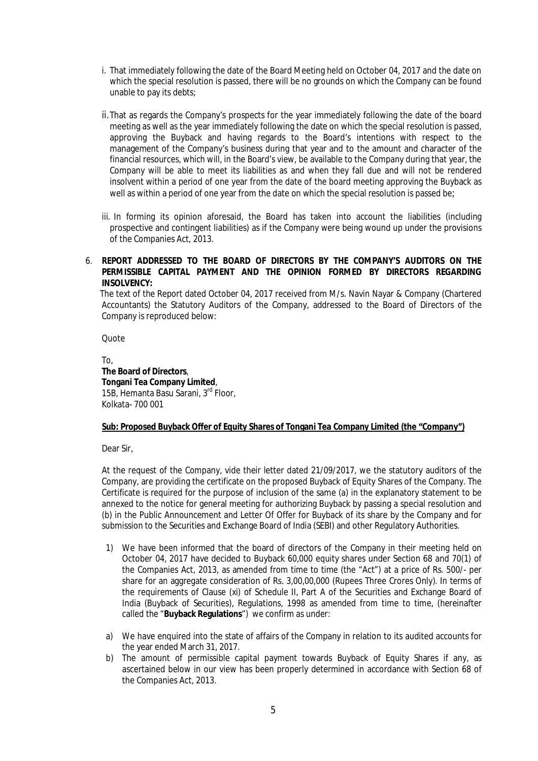i. That immediately following the date of the Board Meeting held on October 04, 2017 and the date on which the special resolution is passed, there will be no grounds on which the Company can be found unable to pay its debts;

ii. That as regards the Company's prospects for the year immediately following the date of the board meeting as well as the year immediately following the date on which the special resolution is passed, approving the Buyback and having regards to the Board's intentions with respect to the management of the Company's business during that year and to the amount and character of the financial resources, which will, in the Board's view, be available to the Company during that year, the Company will be able to meet its liabilities as and when they fall due and will not be rendered insolvent within a period of one year from the date of the board meeting approving the Buyback as well as within a period of one year from the date on which the special resolution is passed be;

iii. In forming its opinion aforesaid, the Board has taken into account the liabilities (including prospective and contingent liabilities) as if the Company were being wound up under the provisions of the Companies Act, 2013.

6. **REPORT ADDRESSED TO THE BOARD OF DIRECTORS BY THE COMPANY'S AUDITORS ON THE PERMISSIBLE CAPITAL PAYMENT AND THE OPINION FORMED BY DIRECTORS REGARDING INSOLVENCY:**

The text of the Report dated October 04, 2017 received from M/s. Navin Nayar & Company (Chartered Accountants) the Statutory Auditors of the Company, addressed to the Board of Directors of the Company is reproduced below:

Quote

To,
**The Board of Directors**,
**Tongani Tea Company Limited**,
15B, Hemanta Basu Sarani, 3rd Floor,
Kolkata- 700 001

**Sub: Proposed Buyback Offer of Equity Shares of Tongani Tea Company Limited (the "Company")**

Dear Sir,

At the request of the Company, vide their letter dated 21/09/2017, we the statutory auditors of the Company, are providing the certificate on the proposed Buyback of Equity Shares of the Company. The Certificate is required for the purpose of inclusion of the same (a) in the explanatory statement to be annexed to the notice for general meeting for authorizing Buyback by passing a special resolution and (b) in the Public Announcement and Letter Of Offer for Buyback of its share by the Company and for submission to the Securities and Exchange Board of India (SEBI) and other Regulatory Authorities.

1) We have been informed that the board of directors of the Company in their meeting held on October 04, 2017 have decided to Buyback 60,000 equity shares under Section 68 and 70(1) of the Companies Act, 2013, as amended from time to time (the "Act") at a price of Rs. 500/- per share for an aggregate consideration of Rs. 3,00,00,000 (Rupees Three Crores Only). In terms of the requirements of Clause (xi) of Schedule II, Part A of the Securities and Exchange Board of India (Buyback of Securities), Regulations, 1998 as amended from time to time, (hereinafter called the "**Buyback Regulations**") we confirm as under:

a) We have enquired into the state of affairs of the Company in relation to its audited accounts for the year ended March 31, 2017.

b) The amount of permissible capital payment towards Buyback of Equity Shares if any, as ascertained below in our view has been properly determined in accordance with Section 68 of the Companies Act, 2013.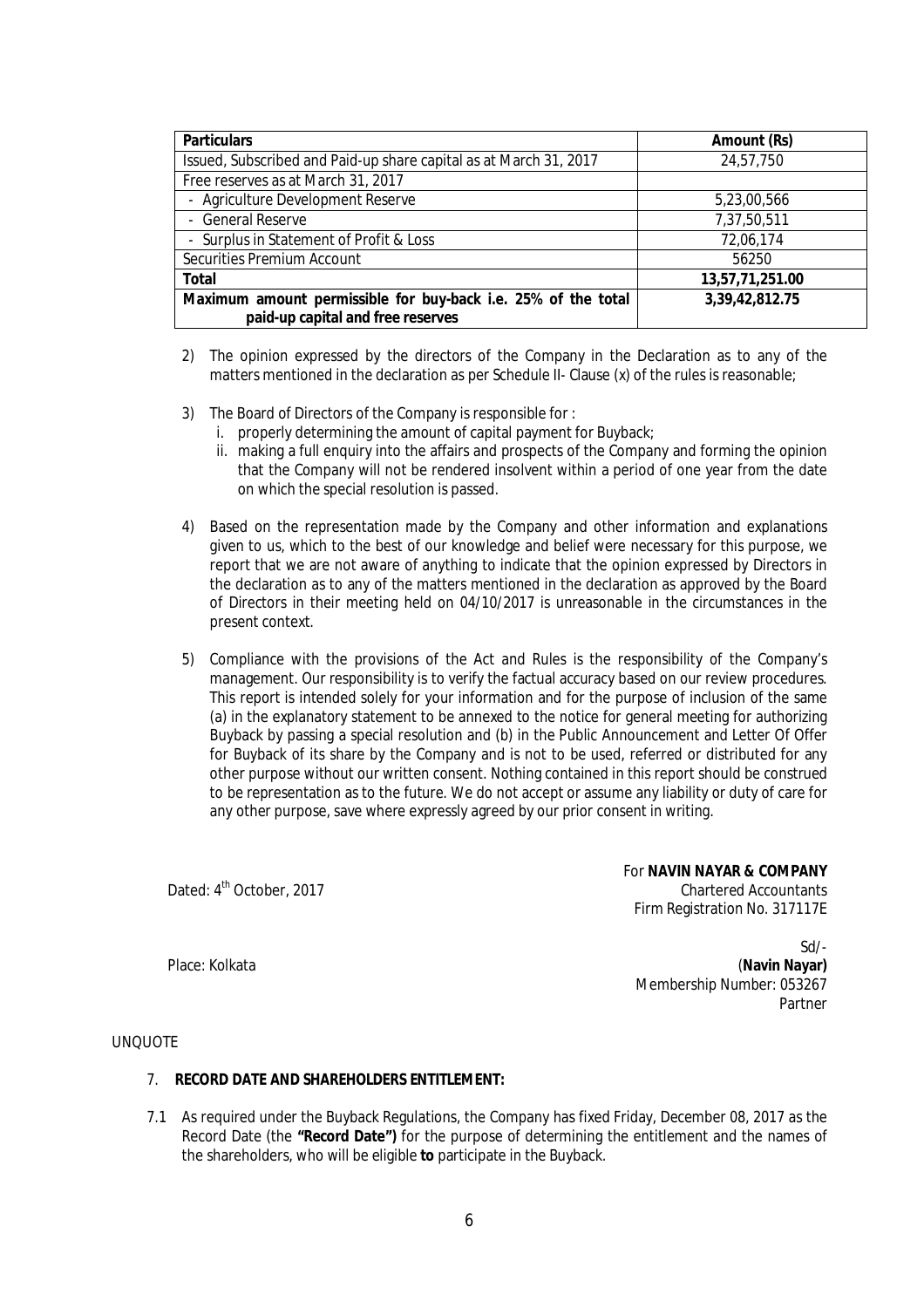| Particulars | Amount (Rs) |
|---|---|
| Issued, Subscribed and Paid-up share capital as at March 31, 2017 | 24,57,750 |
| Free reserves as at March 31, 2017 | |
| - Agriculture Development Reserve | 5,23,00,566 |
| - General Reserve | 7,37,50,511 |
| - Surplus in Statement of Profit & Loss | 72,06,174 |
| Securities Premium Account | 56250 |
| **Total** | **13,57,71,251.00** |
| **Maximum amount permissible for buy-back i.e. 25% of the total paid-up capital and free reserves** | **3,39,42,812.75** |

2) The opinion expressed by the directors of the Company in the Declaration as to any of the matters mentioned in the declaration as per Schedule II- Clause (x) of the rules is reasonable;

3) The Board of Directors of the Company is responsible for :
   i. properly determining the amount of capital payment for Buyback;
   ii. making a full enquiry into the affairs and prospects of the Company and forming the opinion that the Company will not be rendered insolvent within a period of one year from the date on which the special resolution is passed.

4) Based on the representation made by the Company and other information and explanations given to us, which to the best of our knowledge and belief were necessary for this purpose, we report that we are not aware of anything to indicate that the opinion expressed by Directors in the declaration as to any of the matters mentioned in the declaration as approved by the Board of Directors in their meeting held on 04/10/2017 is unreasonable in the circumstances in the present context.

5) Compliance with the provisions of the Act and Rules is the responsibility of the Company's management. Our responsibility is to verify the factual accuracy based on our review procedures. This report is intended solely for your information and for the purpose of inclusion of the same (a) in the explanatory statement to be annexed to the notice for general meeting for authorizing Buyback by passing a special resolution and (b) in the Public Announcement and Letter Of Offer for Buyback of its share by the Company and is not to be used, referred or distributed for any other purpose without our written consent. Nothing contained in this report should be construed to be representation as to the future. We do not accept or assume any liability or duty of care for any other purpose, save where expressly agreed by our prior consent in writing.

Dated: 4th October, 2017

For **NAVIN NAYAR & COMPANY**
Chartered Accountants
Firm Registration No. 317117E

Sd/-
(**Navin Nayar**)
Membership Number: 053267
Partner

Place: Kolkata

UNQUOTE

7. **RECORD DATE AND SHAREHOLDERS ENTITLEMENT:**

7.1 As required under the Buyback Regulations, the Company has fixed Friday, December 08, 2017 as the Record Date (the **"Record Date")** for the purpose of determining the entitlement and the names of the shareholders, who will be eligible **to** participate in the Buyback.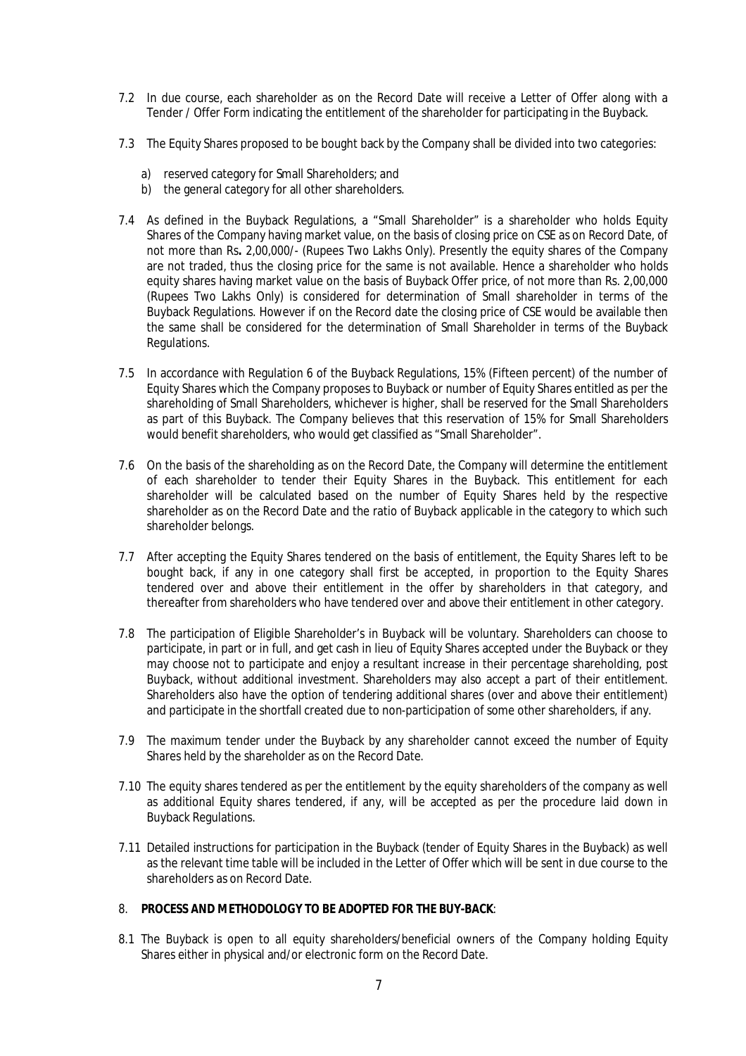7.2 In due course, each shareholder as on the Record Date will receive a Letter of Offer along with a Tender / Offer Form indicating the entitlement of the shareholder for participating in the Buyback.

7.3 The Equity Shares proposed to be bought back by the Company shall be divided into two categories:

a) reserved category for Small Shareholders; and
b) the general category for all other shareholders.

7.4 As defined in the Buyback Regulations, a "Small Shareholder" is a shareholder who holds Equity Shares of the Company having market value, on the basis of closing price on CSE as on Record Date, of not more than Rs**.** 2,00,000/- (Rupees Two Lakhs Only). Presently the equity shares of the Company are not traded, thus the closing price for the same is not available. Hence a shareholder who holds equity shares having market value on the basis of Buyback Offer price, of not more than Rs. 2,00,000 (Rupees Two Lakhs Only) is considered for determination of Small shareholder in terms of the Buyback Regulations. However if on the Record date the closing price of CSE would be available then the same shall be considered for the determination of Small Shareholder in terms of the Buyback Regulations.

7.5 In accordance with Regulation 6 of the Buyback Regulations, 15% (Fifteen percent) of the number of Equity Shares which the Company proposes to Buyback or number of Equity Shares entitled as per the shareholding of Small Shareholders, whichever is higher, shall be reserved for the Small Shareholders as part of this Buyback. The Company believes that this reservation of 15% for Small Shareholders would benefit shareholders, who would get classified as "Small Shareholder".

7.6 On the basis of the shareholding as on the Record Date, the Company will determine the entitlement of each shareholder to tender their Equity Shares in the Buyback. This entitlement for each shareholder will be calculated based on the number of Equity Shares held by the respective shareholder as on the Record Date and the ratio of Buyback applicable in the category to which such shareholder belongs.

7.7 After accepting the Equity Shares tendered on the basis of entitlement, the Equity Shares left to be bought back, if any in one category shall first be accepted, in proportion to the Equity Shares tendered over and above their entitlement in the offer by shareholders in that category, and thereafter from shareholders who have tendered over and above their entitlement in other category.

7.8 The participation of Eligible Shareholder's in Buyback will be voluntary. Shareholders can choose to participate, in part or in full, and get cash in lieu of Equity Shares accepted under the Buyback or they may choose not to participate and enjoy a resultant increase in their percentage shareholding, post Buyback, without additional investment. Shareholders may also accept a part of their entitlement. Shareholders also have the option of tendering additional shares (over and above their entitlement) and participate in the shortfall created due to non-participation of some other shareholders, if any.

7.9 The maximum tender under the Buyback by any shareholder cannot exceed the number of Equity Shares held by the shareholder as on the Record Date.

7.10 The equity shares tendered as per the entitlement by the equity shareholders of the company as well as additional Equity shares tendered, if any, will be accepted as per the procedure laid down in Buyback Regulations.

7.11 Detailed instructions for participation in the Buyback (tender of Equity Shares in the Buyback) as well as the relevant time table will be included in the Letter of Offer which will be sent in due course to the shareholders as on Record Date.

8. **PROCESS AND METHODOLOGY TO BE ADOPTED FOR THE BUY-BACK**:

8.1 The Buyback is open to all equity shareholders/beneficial owners of the Company holding Equity Shares either in physical and/or electronic form on the Record Date.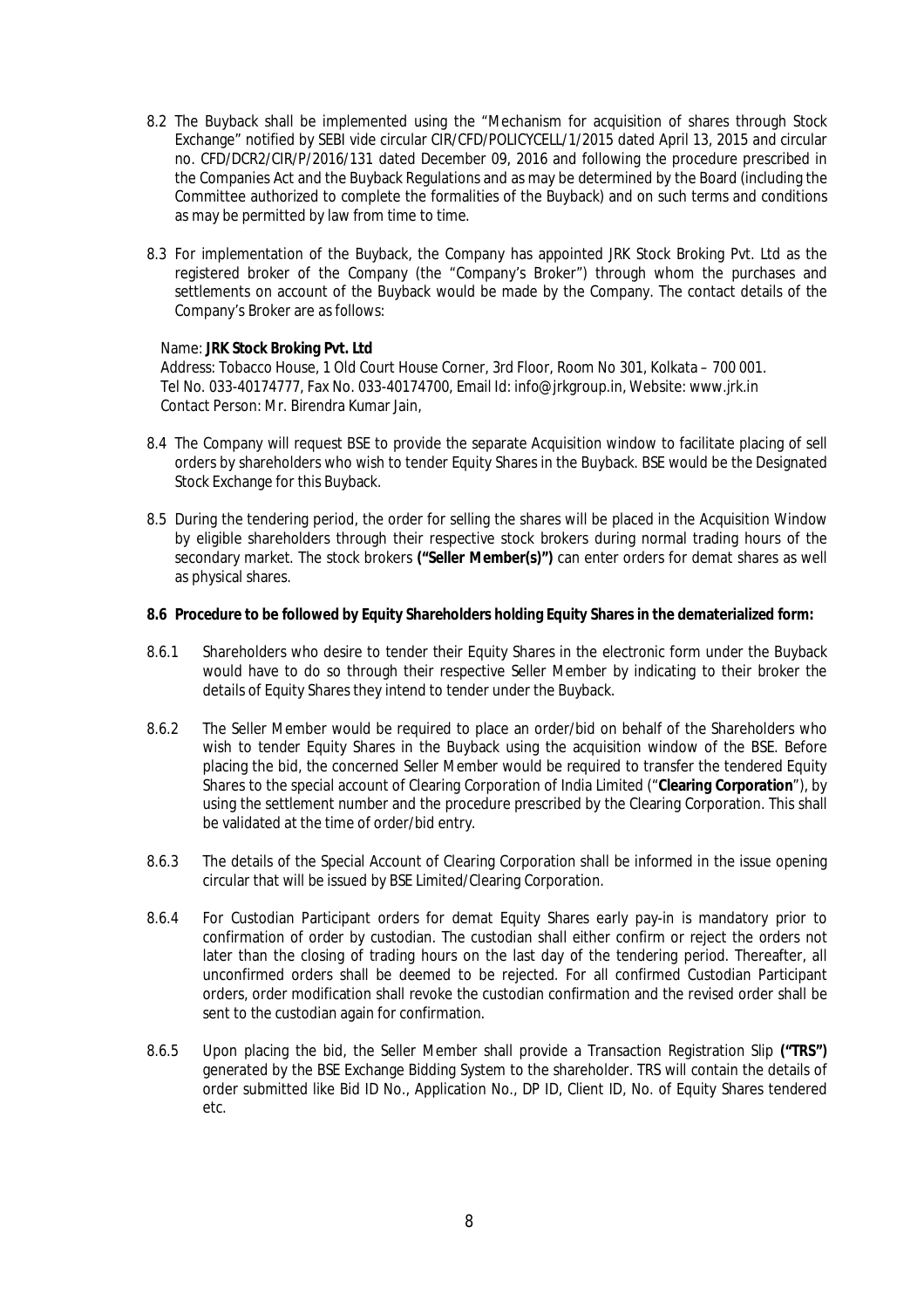8.2 The Buyback shall be implemented using the "Mechanism for acquisition of shares through Stock Exchange" notified by SEBI vide circular CIR/CFD/POLICYCELL/1/2015 dated April 13, 2015 and circular no. CFD/DCR2/CIR/P/2016/131 dated December 09, 2016 and following the procedure prescribed in the Companies Act and the Buyback Regulations and as may be determined by the Board (including the Committee authorized to complete the formalities of the Buyback) and on such terms and conditions as may be permitted by law from time to time.

8.3 For implementation of the Buyback, the Company has appointed JRK Stock Broking Pvt. Ltd as the registered broker of the Company (the "Company's Broker") through whom the purchases and settlements on account of the Buyback would be made by the Company. The contact details of the Company's Broker are as follows:

Name: **JRK Stock Broking Pvt. Ltd**
Address: Tobacco House, 1 Old Court House Corner, 3rd Floor, Room No 301, Kolkata – 700 001.
Tel No. 033-40174777, Fax No. 033-40174700, Email Id: info@jrkgroup.in, Website: www.jrk.in
Contact Person: Mr. Birendra Kumar Jain,

8.4 The Company will request BSE to provide the separate Acquisition window to facilitate placing of sell orders by shareholders who wish to tender Equity Shares in the Buyback. BSE would be the Designated Stock Exchange for this Buyback.

8.5 During the tendering period, the order for selling the shares will be placed in the Acquisition Window by eligible shareholders through their respective stock brokers during normal trading hours of the secondary market. The stock brokers **("Seller Member(s)")** can enter orders for demat shares as well as physical shares.

**8.6 Procedure to be followed by Equity Shareholders holding Equity Shares in the dematerialized form:**

8.6.1 Shareholders who desire to tender their Equity Shares in the electronic form under the Buyback would have to do so through their respective Seller Member by indicating to their broker the details of Equity Shares they intend to tender under the Buyback.

8.6.2 The Seller Member would be required to place an order/bid on behalf of the Shareholders who wish to tender Equity Shares in the Buyback using the acquisition window of the BSE. Before placing the bid, the concerned Seller Member would be required to transfer the tendered Equity Shares to the special account of Clearing Corporation of India Limited ("**Clearing Corporation**"), by using the settlement number and the procedure prescribed by the Clearing Corporation. This shall be validated at the time of order/bid entry.

8.6.3 The details of the Special Account of Clearing Corporation shall be informed in the issue opening circular that will be issued by BSE Limited/Clearing Corporation.

8.6.4 For Custodian Participant orders for demat Equity Shares early pay-in is mandatory prior to confirmation of order by custodian. The custodian shall either confirm or reject the orders not later than the closing of trading hours on the last day of the tendering period. Thereafter, all unconfirmed orders shall be deemed to be rejected. For all confirmed Custodian Participant orders, order modification shall revoke the custodian confirmation and the revised order shall be sent to the custodian again for confirmation.

8.6.5 Upon placing the bid, the Seller Member shall provide a Transaction Registration Slip **("TRS")** generated by the BSE Exchange Bidding System to the shareholder. TRS will contain the details of order submitted like Bid ID No., Application No., DP ID, Client ID, No. of Equity Shares tendered etc.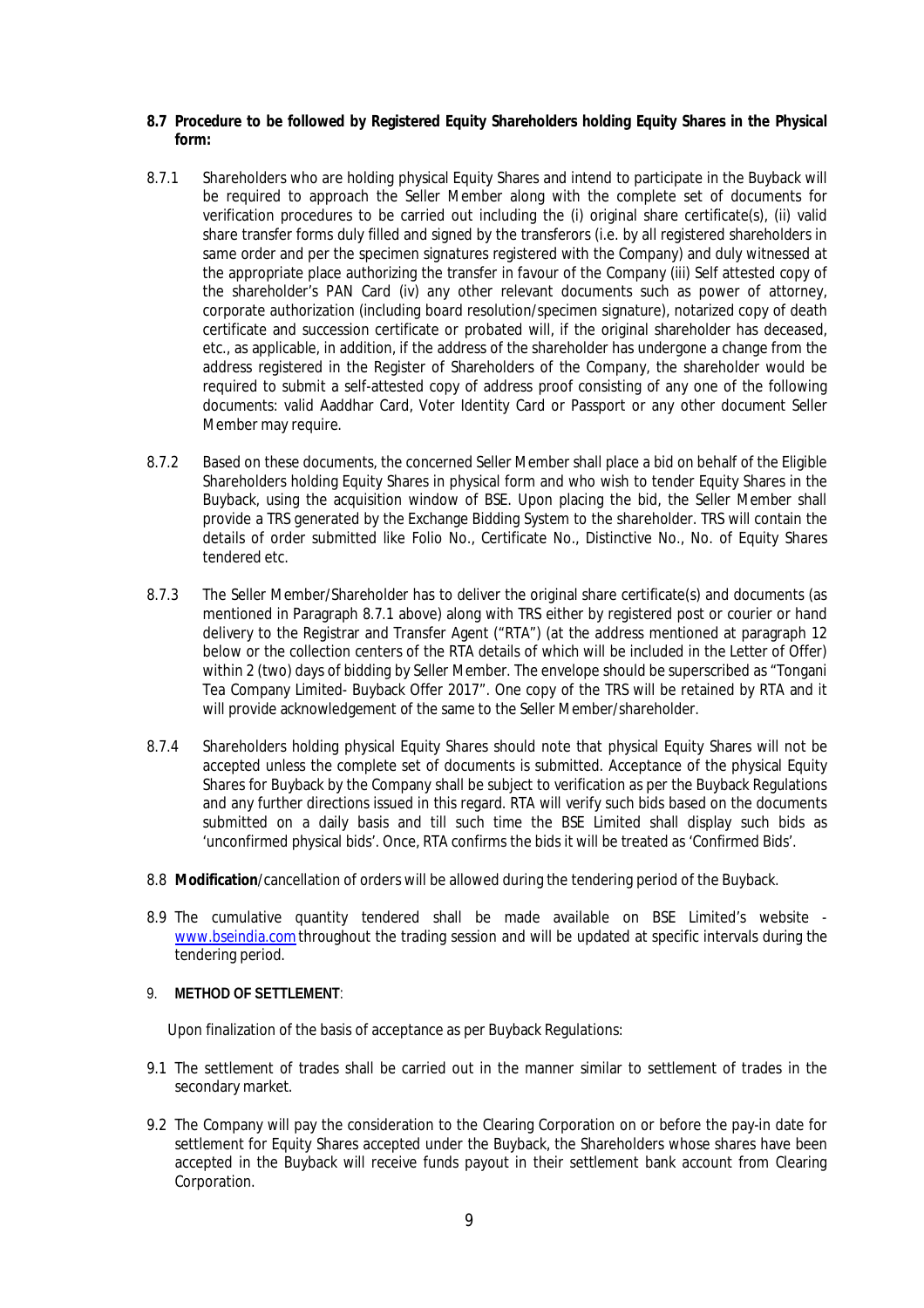**8.7 Procedure to be followed by Registered Equity Shareholders holding Equity Shares in the Physical form:**

8.7.1 Shareholders who are holding physical Equity Shares and intend to participate in the Buyback will be required to approach the Seller Member along with the complete set of documents for verification procedures to be carried out including the (i) original share certificate(s), (ii) valid share transfer forms duly filled and signed by the transferors (i.e. by all registered shareholders in same order and per the specimen signatures registered with the Company) and duly witnessed at the appropriate place authorizing the transfer in favour of the Company (iii) Self attested copy of the shareholder's PAN Card (iv) any other relevant documents such as power of attorney, corporate authorization (including board resolution/specimen signature), notarized copy of death certificate and succession certificate or probated will, if the original shareholder has deceased, etc., as applicable, in addition, if the address of the shareholder has undergone a change from the address registered in the Register of Shareholders of the Company, the shareholder would be required to submit a self-attested copy of address proof consisting of any one of the following documents: valid Aaddhar Card, Voter Identity Card or Passport or any other document Seller Member may require.

8.7.2 Based on these documents, the concerned Seller Member shall place a bid on behalf of the Eligible Shareholders holding Equity Shares in physical form and who wish to tender Equity Shares in the Buyback, using the acquisition window of BSE. Upon placing the bid, the Seller Member shall provide a TRS generated by the Exchange Bidding System to the shareholder. TRS will contain the details of order submitted like Folio No., Certificate No., Distinctive No., No. of Equity Shares tendered etc.

8.7.3 The Seller Member/Shareholder has to deliver the original share certificate(s) and documents (as mentioned in Paragraph 8.7.1 above) along with TRS either by registered post or courier or hand delivery to the Registrar and Transfer Agent ("RTA") (at the address mentioned at paragraph 12 below or the collection centers of the RTA details of which will be included in the Letter of Offer) within 2 (two) days of bidding by Seller Member. The envelope should be superscribed as "Tongani Tea Company Limited- Buyback Offer 2017". One copy of the TRS will be retained by RTA and it will provide acknowledgement of the same to the Seller Member/shareholder.

8.7.4 Shareholders holding physical Equity Shares should note that physical Equity Shares will not be accepted unless the complete set of documents is submitted. Acceptance of the physical Equity Shares for Buyback by the Company shall be subject to verification as per the Buyback Regulations and any further directions issued in this regard. RTA will verify such bids based on the documents submitted on a daily basis and till such time the BSE Limited shall display such bids as 'unconfirmed physical bids'. Once, RTA confirms the bids it will be treated as 'Confirmed Bids'.

8.8 **Modification**/cancellation of orders will be allowed during the tendering period of the Buyback.

8.9 The cumulative quantity tendered shall be made available on BSE Limited's website - www.bseindia.com throughout the trading session and will be updated at specific intervals during the tendering period.

9. **METHOD OF SETTLEMENT**:

Upon finalization of the basis of acceptance as per Buyback Regulations:

9.1 The settlement of trades shall be carried out in the manner similar to settlement of trades in the secondary market.

9.2 The Company will pay the consideration to the Clearing Corporation on or before the pay-in date for settlement for Equity Shares accepted under the Buyback, the Shareholders whose shares have been accepted in the Buyback will receive funds payout in their settlement bank account from Clearing Corporation.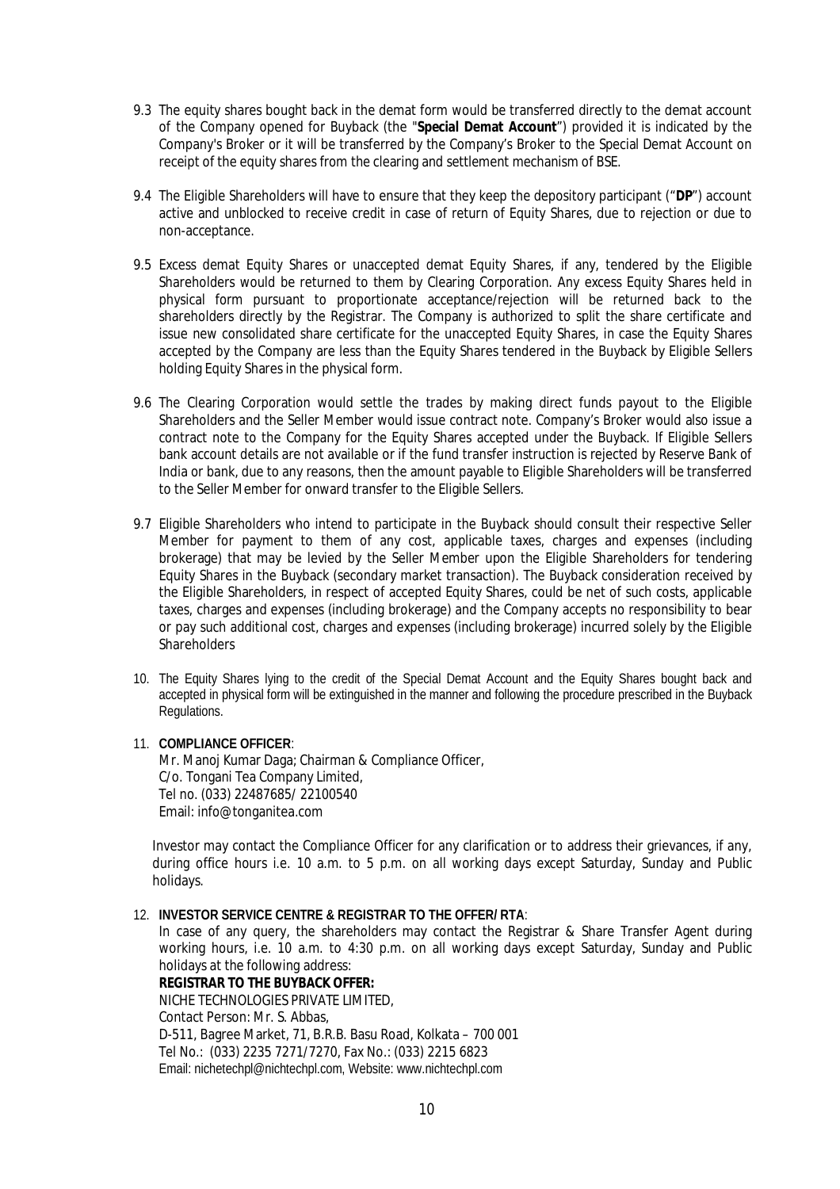9.3 The equity shares bought back in the demat form would be transferred directly to the demat account of the Company opened for Buyback (the "**Special Demat Account**") provided it is indicated by the Company's Broker or it will be transferred by the Company's Broker to the Special Demat Account on receipt of the equity shares from the clearing and settlement mechanism of BSE.

9.4 The Eligible Shareholders will have to ensure that they keep the depository participant ("**DP**") account active and unblocked to receive credit in case of return of Equity Shares, due to rejection or due to non-acceptance.

9.5 Excess demat Equity Shares or unaccepted demat Equity Shares, if any, tendered by the Eligible Shareholders would be returned to them by Clearing Corporation. Any excess Equity Shares held in physical form pursuant to proportionate acceptance/rejection will be returned back to the shareholders directly by the Registrar. The Company is authorized to split the share certificate and issue new consolidated share certificate for the unaccepted Equity Shares, in case the Equity Shares accepted by the Company are less than the Equity Shares tendered in the Buyback by Eligible Sellers holding Equity Shares in the physical form.

9.6 The Clearing Corporation would settle the trades by making direct funds payout to the Eligible Shareholders and the Seller Member would issue contract note. Company's Broker would also issue a contract note to the Company for the Equity Shares accepted under the Buyback. If Eligible Sellers bank account details are not available or if the fund transfer instruction is rejected by Reserve Bank of India or bank, due to any reasons, then the amount payable to Eligible Shareholders will be transferred to the Seller Member for onward transfer to the Eligible Sellers.

9.7 Eligible Shareholders who intend to participate in the Buyback should consult their respective Seller Member for payment to them of any cost, applicable taxes, charges and expenses (including brokerage) that may be levied by the Seller Member upon the Eligible Shareholders for tendering Equity Shares in the Buyback (secondary market transaction). The Buyback consideration received by the Eligible Shareholders, in respect of accepted Equity Shares, could be net of such costs, applicable taxes, charges and expenses (including brokerage) and the Company accepts no responsibility to bear or pay such additional cost, charges and expenses (including brokerage) incurred solely by the Eligible Shareholders

10. The Equity Shares lying to the credit of the Special Demat Account and the Equity Shares bought back and accepted in physical form will be extinguished in the manner and following the procedure prescribed in the Buyback Regulations.

11. **COMPLIANCE OFFICER**:

Mr. Manoj Kumar Daga; Chairman & Compliance Officer,
C/o. Tongani Tea Company Limited,
Tel no. (033) 22487685/ 22100540
Email: info@tonganitea.com

Investor may contact the Compliance Officer for any clarification or to address their grievances, if any, during office hours i.e. 10 a.m. to 5 p.m. on all working days except Saturday, Sunday and Public holidays.

12. **INVESTOR SERVICE CENTRE & REGISTRAR TO THE OFFER/ RTA**:

In case of any query, the shareholders may contact the Registrar & Share Transfer Agent during working hours, i.e. 10 a.m. to 4:30 p.m. on all working days except Saturday, Sunday and Public holidays at the following address:

**REGISTRAR TO THE BUYBACK OFFER:**
NICHE TECHNOLOGIES PRIVATE LIMITED,
Contact Person: Mr. S. Abbas,
D-511, Bagree Market, 71, B.R.B. Basu Road, Kolkata – 700 001
Tel No.: (033) 2235 7271/7270, Fax No.: (033) 2215 6823
Email: nichetechpl@nichtechpl.com, Website: www.nichtechpl.com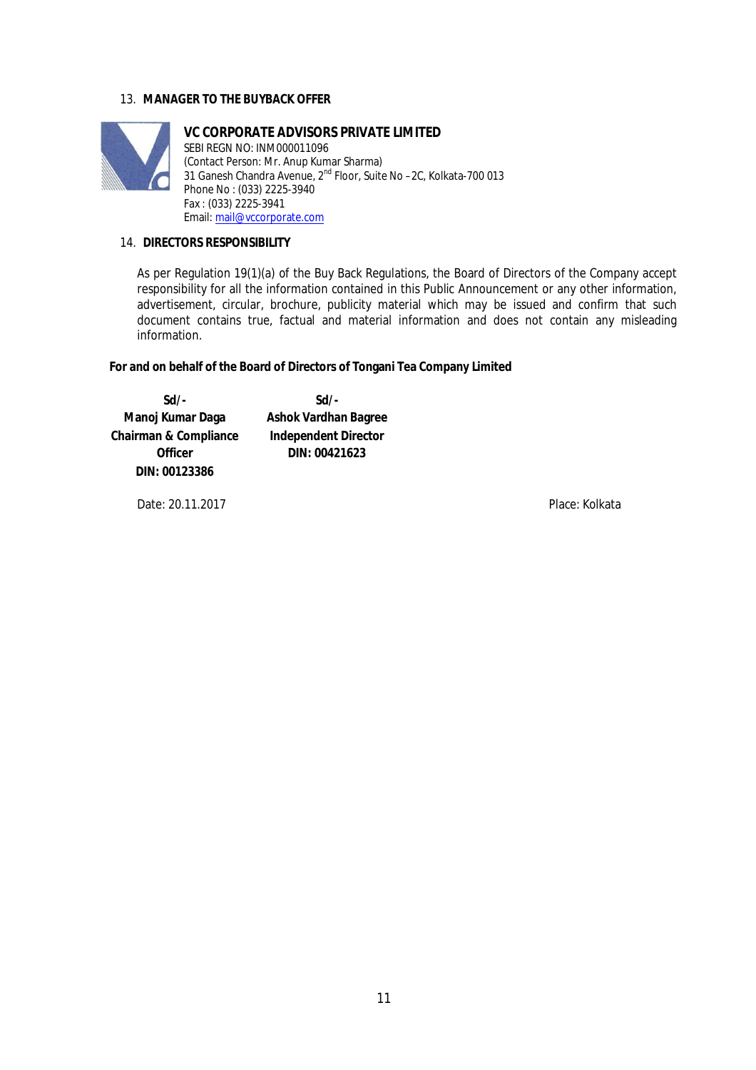13. **MANAGER TO THE BUYBACK OFFER**

**VC CORPORATE ADVISORS PRIVATE LIMITED**
SEBI REGN NO: INM000011096
(Contact Person: Mr. Anup Kumar Sharma)
31 Ganesh Chandra Avenue, 2nd Floor, Suite No –2C, Kolkata-700 013
Phone No : (033) 2225-3940
Fax : (033) 2225-3941
Email: mail@vccorporate.com

14. **DIRECTORS RESPONSIBILITY**

As per Regulation 19(1)(a) of the Buy Back Regulations, the Board of Directors of the Company accept responsibility for all the information contained in this Public Announcement or any other information, advertisement, circular, brochure, publicity material which may be issued and confirm that such document contains true, factual and material information and does not contain any misleading information.

**For and on behalf of the Board of Directors of Tongani Tea Company Limited**

| | |
|---|---|
| **Sd/-** | **Sd/-** |
| **Manoj Kumar Daga** | **Ashok Vardhan Bagree** |
| **Chairman & Compliance Officer** | **Independent Director** |
| **DIN: 00123386** | **DIN: 00421623** |

Date: 20.11.2017

Place: Kolkata